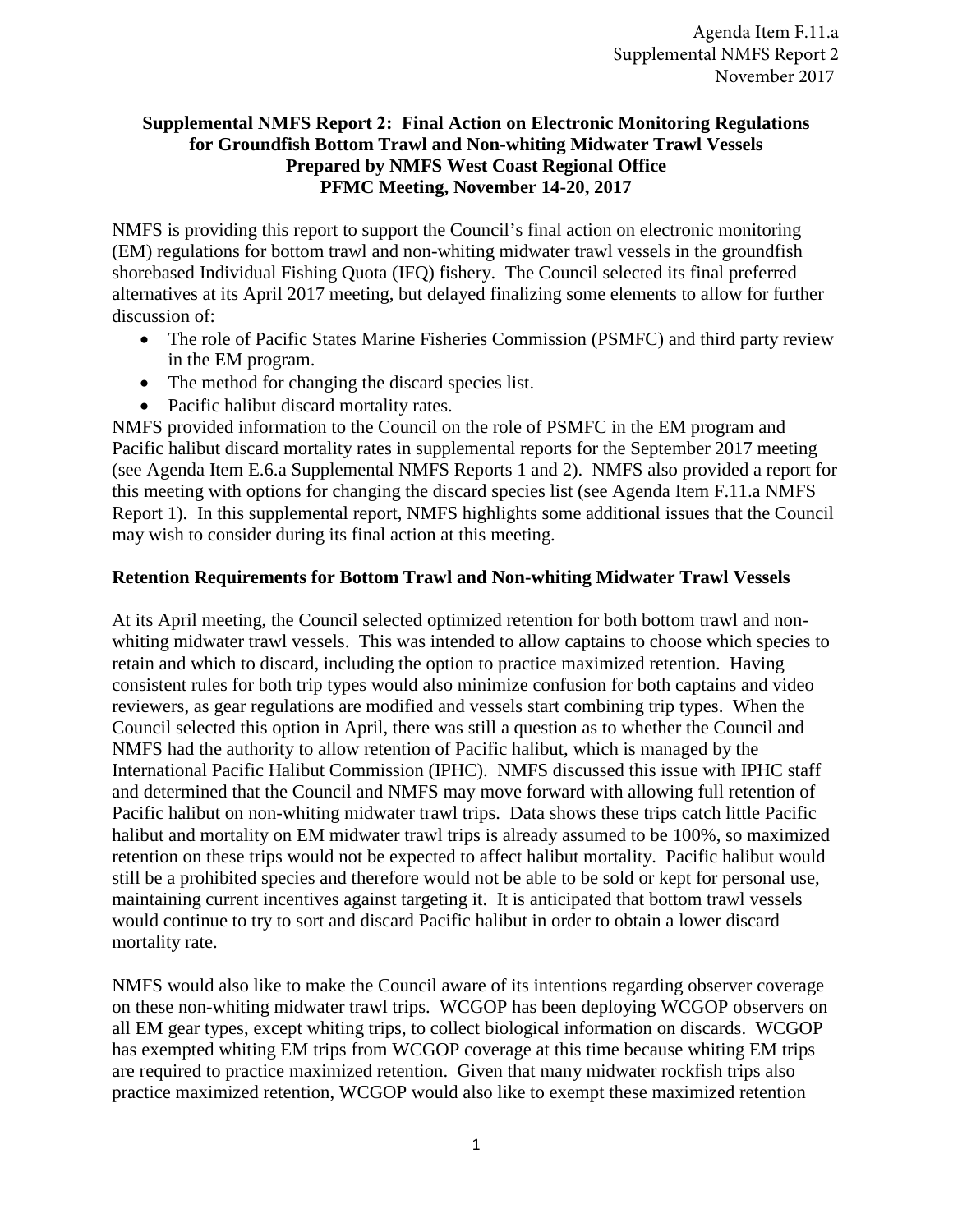Agenda Item F.11.a
Supplemental NMFS Report 2
November 2017

**Supplemental NMFS Report 2: Final Action on Electronic Monitoring Regulations for Groundfish Bottom Trawl and Non-whiting Midwater Trawl Vessels**
**Prepared by NMFS West Coast Regional Office**
**PFMC Meeting, November 14-20, 2017**

NMFS is providing this report to support the Council's final action on electronic monitoring (EM) regulations for bottom trawl and non-whiting midwater trawl vessels in the groundfish shorebased Individual Fishing Quota (IFQ) fishery. The Council selected its final preferred alternatives at its April 2017 meeting, but delayed finalizing some elements to allow for further discussion of:

- The role of Pacific States Marine Fisheries Commission (PSMFC) and third party review in the EM program.
- The method for changing the discard species list.
- Pacific halibut discard mortality rates.

NMFS provided information to the Council on the role of PSMFC in the EM program and Pacific halibut discard mortality rates in supplemental reports for the September 2017 meeting (see Agenda Item E.6.a Supplemental NMFS Reports 1 and 2). NMFS also provided a report for this meeting with options for changing the discard species list (see Agenda Item F.11.a NMFS Report 1). In this supplemental report, NMFS highlights some additional issues that the Council may wish to consider during its final action at this meeting.

**Retention Requirements for Bottom Trawl and Non-whiting Midwater Trawl Vessels**

At its April meeting, the Council selected optimized retention for both bottom trawl and non-whiting midwater trawl vessels. This was intended to allow captains to choose which species to retain and which to discard, including the option to practice maximized retention. Having consistent rules for both trip types would also minimize confusion for both captains and video reviewers, as gear regulations are modified and vessels start combining trip types. When the Council selected this option in April, there was still a question as to whether the Council and NMFS had the authority to allow retention of Pacific halibut, which is managed by the International Pacific Halibut Commission (IPHC). NMFS discussed this issue with IPHC staff and determined that the Council and NMFS may move forward with allowing full retention of Pacific halibut on non-whiting midwater trawl trips. Data shows these trips catch little Pacific halibut and mortality on EM midwater trawl trips is already assumed to be 100%, so maximized retention on these trips would not be expected to affect halibut mortality. Pacific halibut would still be a prohibited species and therefore would not be able to be sold or kept for personal use, maintaining current incentives against targeting it. It is anticipated that bottom trawl vessels would continue to try to sort and discard Pacific halibut in order to obtain a lower discard mortality rate.

NMFS would also like to make the Council aware of its intentions regarding observer coverage on these non-whiting midwater trawl trips. WCGOP has been deploying WCGOP observers on all EM gear types, except whiting trips, to collect biological information on discards. WCGOP has exempted whiting EM trips from WCGOP coverage at this time because whiting EM trips are required to practice maximized retention. Given that many midwater rockfish trips also practice maximized retention, WCGOP would also like to exempt these maximized retention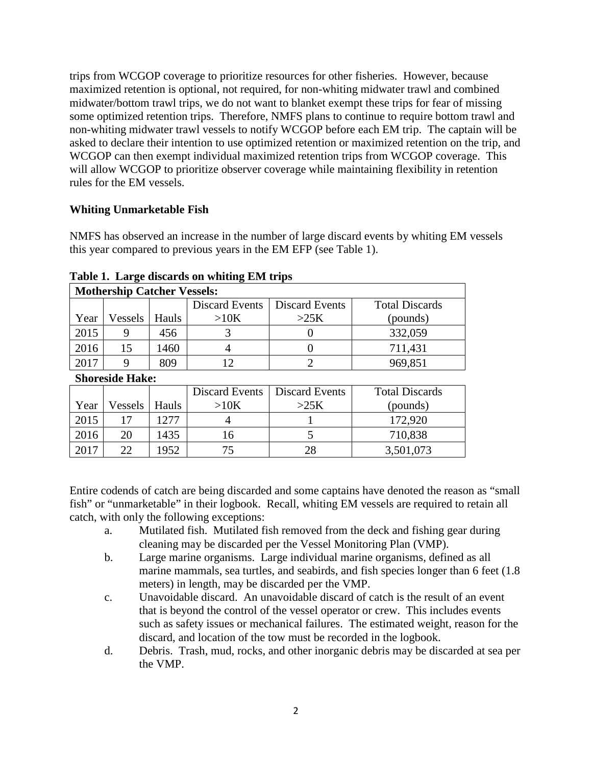trips from WCGOP coverage to prioritize resources for other fisheries. However, because maximized retention is optional, not required, for non-whiting midwater trawl and combined midwater/bottom trawl trips, we do not want to blanket exempt these trips for fear of missing some optimized retention trips. Therefore, NMFS plans to continue to require bottom trawl and non-whiting midwater trawl vessels to notify WCGOP before each EM trip. The captain will be asked to declare their intention to use optimized retention or maximized retention on the trip, and WCGOP can then exempt individual maximized retention trips from WCGOP coverage. This will allow WCGOP to prioritize observer coverage while maintaining flexibility in retention rules for the EM vessels.

**Whiting Unmarketable Fish**

NMFS has observed an increase in the number of large discard events by whiting EM vessels this year compared to previous years in the EM EFP (see Table 1).

**Table 1. Large discards on whiting EM trips**

| **Mothership Catcher Vessels:** | | | | | |
|---|---|---|---|---|---|
| Year | Vessels | Hauls | Discard Events >10K | Discard Events >25K | Total Discards (pounds) |
| 2015 | 9 | 456 | 3 | 0 | 332,059 |
| 2016 | 15 | 1460 | 4 | 0 | 711,431 |
| 2017 | 9 | 809 | 12 | 2 | 969,851 |
| **Shoreside Hake:** | | | | | |
| Year | Vessels | Hauls | Discard Events >10K | Discard Events >25K | Total Discards (pounds) |
| 2015 | 17 | 1277 | 4 | 1 | 172,920 |
| 2016 | 20 | 1435 | 16 | 5 | 710,838 |
| 2017 | 22 | 1952 | 75 | 28 | 3,501,073 |

Entire codends of catch are being discarded and some captains have denoted the reason as "small fish" or "unmarketable" in their logbook. Recall, whiting EM vessels are required to retain all catch, with only the following exceptions:

a. Mutilated fish. Mutilated fish removed from the deck and fishing gear during cleaning may be discarded per the Vessel Monitoring Plan (VMP).

b. Large marine organisms. Large individual marine organisms, defined as all marine mammals, sea turtles, and seabirds, and fish species longer than 6 feet (1.8 meters) in length, may be discarded per the VMP.

c. Unavoidable discard. An unavoidable discard of catch is the result of an event that is beyond the control of the vessel operator or crew. This includes events such as safety issues or mechanical failures. The estimated weight, reason for the discard, and location of the tow must be recorded in the logbook.

d. Debris. Trash, mud, rocks, and other inorganic debris may be discarded at sea per the VMP.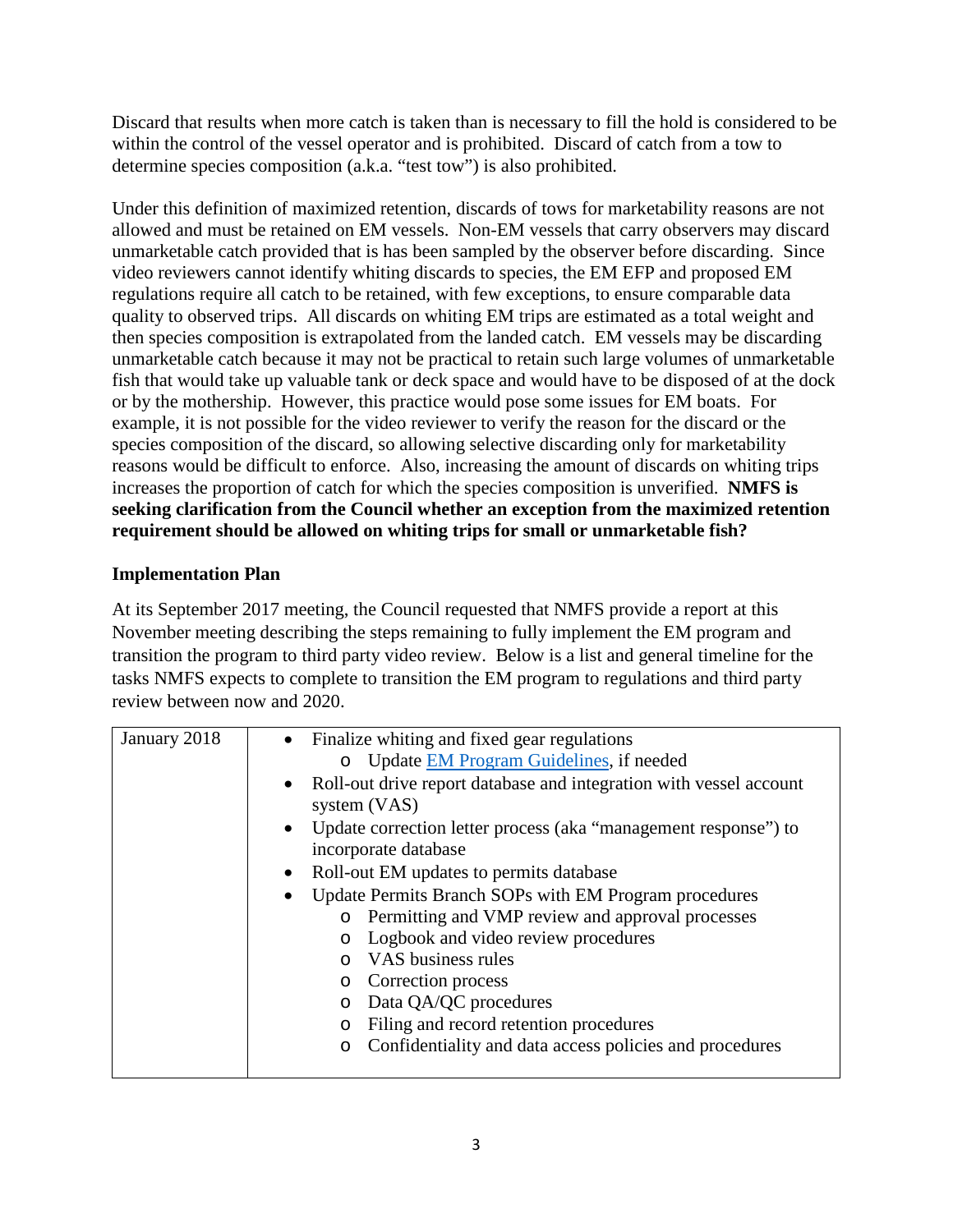Discard that results when more catch is taken than is necessary to fill the hold is considered to be within the control of the vessel operator and is prohibited. Discard of catch from a tow to determine species composition (a.k.a. "test tow") is also prohibited.

Under this definition of maximized retention, discards of tows for marketability reasons are not allowed and must be retained on EM vessels. Non-EM vessels that carry observers may discard unmarketable catch provided that is has been sampled by the observer before discarding. Since video reviewers cannot identify whiting discards to species, the EM EFP and proposed EM regulations require all catch to be retained, with few exceptions, to ensure comparable data quality to observed trips. All discards on whiting EM trips are estimated as a total weight and then species composition is extrapolated from the landed catch. EM vessels may be discarding unmarketable catch because it may not be practical to retain such large volumes of unmarketable fish that would take up valuable tank or deck space and would have to be disposed of at the dock or by the mothership. However, this practice would pose some issues for EM boats. For example, it is not possible for the video reviewer to verify the reason for the discard or the species composition of the discard, so allowing selective discarding only for marketability reasons would be difficult to enforce. Also, increasing the amount of discards on whiting trips increases the proportion of catch for which the species composition is unverified. **NMFS is seeking clarification from the Council whether an exception from the maximized retention requirement should be allowed on whiting trips for small or unmarketable fish?**

### Implementation Plan

At its September 2017 meeting, the Council requested that NMFS provide a report at this November meeting describing the steps remaining to fully implement the EM program and transition the program to third party video review. Below is a list and general timeline for the tasks NMFS expects to complete to transition the EM program to regulations and third party review between now and 2020.

| | |
|---|---|
| January 2018 | • Finalize whiting and fixed gear regulations<br>  ○ Update EM Program Guidelines, if needed<br>• Roll-out drive report database and integration with vessel account system (VAS)<br>• Update correction letter process (aka "management response") to incorporate database<br>• Roll-out EM updates to permits database<br>• Update Permits Branch SOPs with EM Program procedures<br>  ○ Permitting and VMP review and approval processes<br>  ○ Logbook and video review procedures<br>  ○ VAS business rules<br>  ○ Correction process<br>  ○ Data QA/QC procedures<br>  ○ Filing and record retention procedures<br>  ○ Confidentiality and data access policies and procedures |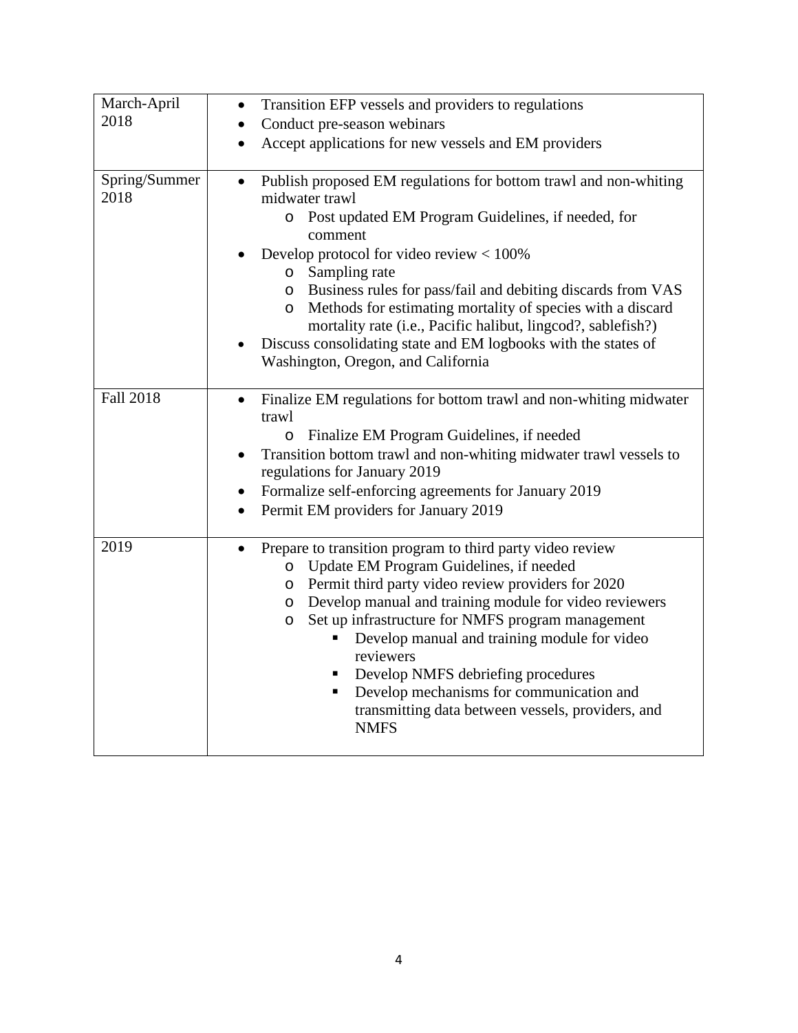| | |
|---|---|
| March-April 2018 | • Transition EFP vessels and providers to regulations<br>• Conduct pre-season webinars<br>• Accept applications for new vessels and EM providers |
| Spring/Summer 2018 | • Publish proposed EM regulations for bottom trawl and non-whiting midwater trawl<br>&nbsp;&nbsp;&nbsp;&nbsp;o Post updated EM Program Guidelines, if needed, for comment<br>• Develop protocol for video review < 100%<br>&nbsp;&nbsp;&nbsp;&nbsp;o Sampling rate<br>&nbsp;&nbsp;&nbsp;&nbsp;o Business rules for pass/fail and debiting discards from VAS<br>&nbsp;&nbsp;&nbsp;&nbsp;o Methods for estimating mortality of species with a discard mortality rate (i.e., Pacific halibut, lingcod?, sablefish?)<br>• Discuss consolidating state and EM logbooks with the states of Washington, Oregon, and California |
| Fall 2018 | • Finalize EM regulations for bottom trawl and non-whiting midwater trawl<br>&nbsp;&nbsp;&nbsp;&nbsp;o Finalize EM Program Guidelines, if needed<br>• Transition bottom trawl and non-whiting midwater trawl vessels to regulations for January 2019<br>• Formalize self-enforcing agreements for January 2019<br>• Permit EM providers for January 2019 |
| 2019 | • Prepare to transition program to third party video review<br>&nbsp;&nbsp;&nbsp;&nbsp;o Update EM Program Guidelines, if needed<br>&nbsp;&nbsp;&nbsp;&nbsp;o Permit third party video review providers for 2020<br>&nbsp;&nbsp;&nbsp;&nbsp;o Develop manual and training module for video reviewers<br>&nbsp;&nbsp;&nbsp;&nbsp;o Set up infrastructure for NMFS program management<br>&nbsp;&nbsp;&nbsp;&nbsp;&nbsp;&nbsp;&nbsp;&nbsp;▪ Develop manual and training module for video reviewers<br>&nbsp;&nbsp;&nbsp;&nbsp;&nbsp;&nbsp;&nbsp;&nbsp;▪ Develop NMFS debriefing procedures<br>&nbsp;&nbsp;&nbsp;&nbsp;&nbsp;&nbsp;&nbsp;&nbsp;▪ Develop mechanisms for communication and transmitting data between vessels, providers, and NMFS |